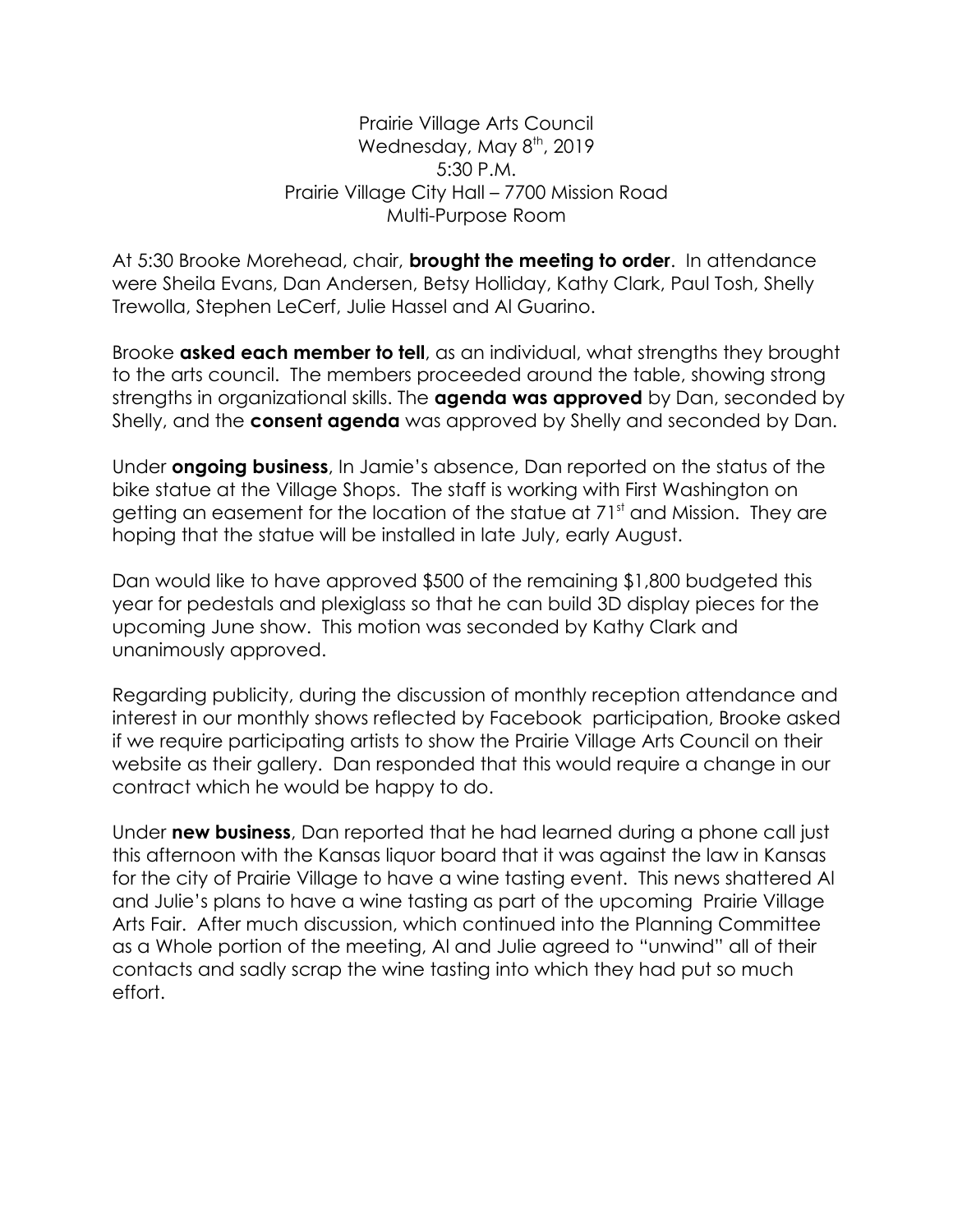Prairie Village Arts Council
Wednesday, May 8th, 2019
5:30 P.M.
Prairie Village City Hall – 7700 Mission Road
Multi-Purpose Room

At 5:30 Brooke Morehead, chair, **brought the meeting to order**. In attendance were Sheila Evans, Dan Andersen, Betsy Holliday, Kathy Clark, Paul Tosh, Shelly Trewolla, Stephen LeCerf, Julie Hassel and Al Guarino.

Brooke **asked each member to tell**, as an individual, what strengths they brought to the arts council. The members proceeded around the table, showing strong strengths in organizational skills. The **agenda was approved** by Dan, seconded by Shelly, and the **consent agenda** was approved by Shelly and seconded by Dan.

Under **ongoing business**, In Jamie's absence, Dan reported on the status of the bike statue at the Village Shops. The staff is working with First Washington on getting an easement for the location of the statue at 71st and Mission. They are hoping that the statue will be installed in late July, early August.

Dan would like to have approved $500 of the remaining $1,800 budgeted this year for pedestals and plexiglass so that he can build 3D display pieces for the upcoming June show. This motion was seconded by Kathy Clark and unanimously approved.

Regarding publicity, during the discussion of monthly reception attendance and interest in our monthly shows reflected by Facebook participation, Brooke asked if we require participating artists to show the Prairie Village Arts Council on their website as their gallery. Dan responded that this would require a change in our contract which he would be happy to do.

Under **new business**, Dan reported that he had learned during a phone call just this afternoon with the Kansas liquor board that it was against the law in Kansas for the city of Prairie Village to have a wine tasting event. This news shattered Al and Julie's plans to have a wine tasting as part of the upcoming Prairie Village Arts Fair. After much discussion, which continued into the Planning Committee as a Whole portion of the meeting, Al and Julie agreed to "unwind" all of their contacts and sadly scrap the wine tasting into which they had put so much effort.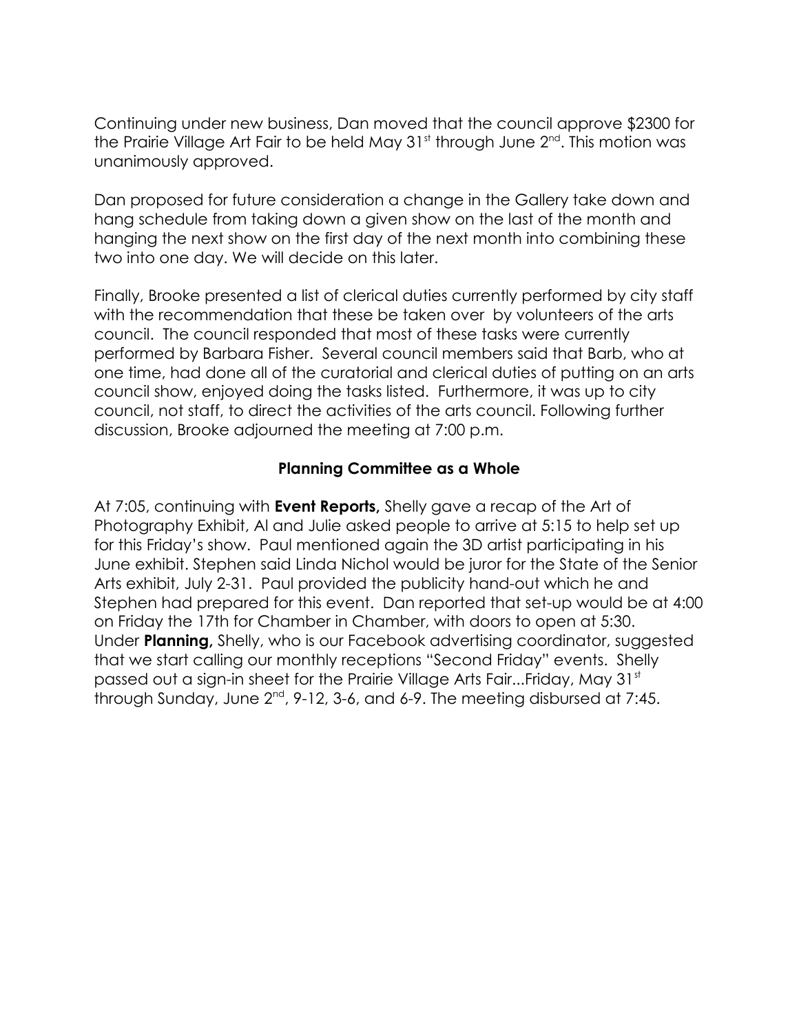Continuing under new business, Dan moved that the council approve $2300 for the Prairie Village Art Fair to be held May 31st through June 2nd. This motion was unanimously approved.

Dan proposed for future consideration a change in the Gallery take down and hang schedule from taking down a given show on the last of the month and hanging the next show on the first day of the next month into combining these two into one day. We will decide on this later.

Finally, Brooke presented a list of clerical duties currently performed by city staff with the recommendation that these be taken over by volunteers of the arts council. The council responded that most of these tasks were currently performed by Barbara Fisher. Several council members said that Barb, who at one time, had done all of the curatorial and clerical duties of putting on an arts council show, enjoyed doing the tasks listed. Furthermore, it was up to city council, not staff, to direct the activities of the arts council. Following further discussion, Brooke adjourned the meeting at 7:00 p.m.

### Planning Committee as a Whole

At 7:05, continuing with **Event Reports,** Shelly gave a recap of the Art of Photography Exhibit, Al and Julie asked people to arrive at 5:15 to help set up for this Friday's show. Paul mentioned again the 3D artist participating in his June exhibit. Stephen said Linda Nichol would be juror for the State of the Senior Arts exhibit, July 2-31. Paul provided the publicity hand-out which he and Stephen had prepared for this event. Dan reported that set-up would be at 4:00 on Friday the 17th for Chamber in Chamber, with doors to open at 5:30. Under **Planning,** Shelly, who is our Facebook advertising coordinator, suggested that we start calling our monthly receptions "Second Friday" events. Shelly passed out a sign-in sheet for the Prairie Village Arts Fair...Friday, May 31st through Sunday, June 2nd, 9-12, 3-6, and 6-9. The meeting disbursed at 7:45.